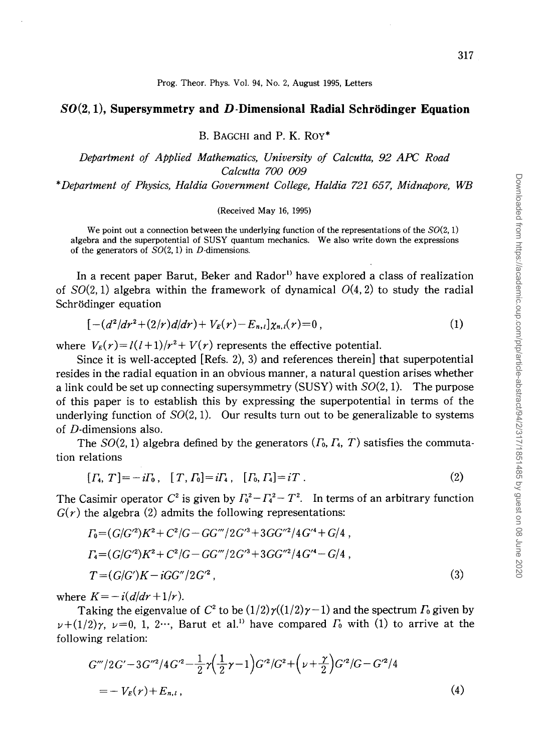# $SO(2, 1)$, Supersymmetry and $D$-Dimensional Radial Schrödinger Equation

B. BAGCHI and P. K. ROY*

*Department of Applied Mathematics, University of Calcutta, 92 APC Road Calcutta 700 009*

*\*Department of Physics, Haldia Government College, Haldia 721 657, Midnapore, WB*

(Received May 16, 1995)

We point out a connection between the underlying function of the representations of the $SO(2, 1)$ algebra and the superpotential of SUSY quantum mechanics. We also write down the expressions of the generators of $SO(2, 1)$ in $D$-dimensions.

In a recent paper Barut, Beker and Rador[1] have explored a class of realization of $SO(2, 1)$ algebra within the framework of dynamical $O(4, 2)$ to study the radial Schrödinger equation

$$[-(d^2/dr^2+(2/r)d/dr)+V_E(r)-E_{n,l}]\chi_{n,l}(r)=0\,, \tag{1}$$

where $V_E(r)=l(l+1)/r^2+V(r)$ represents the effective potential.

Since it is well-accepted [Refs. 2), 3) and references therein] that superpotential resides in the radial equation in an obvious manner, a natural question arises whether a link could be set up connecting supersymmetry (SUSY) with $SO(2, 1)$. The purpose of this paper is to establish this by expressing the superpotential in terms of the underlying function of $SO(2, 1)$. Our results turn out to be generalizable to systems of $D$-dimensions also.

The $SO(2, 1)$ algebra defined by the generators $(\Gamma_0, \Gamma_4, T)$ satisfies the commutation relations

$$[\Gamma_4, T]=-i\Gamma_0\,, \quad [T, \Gamma_0]=i\Gamma_4\,, \quad [\Gamma_0, \Gamma_4]=iT\,. \tag{2}$$

The Casimir operator $C^2$ is given by $\Gamma_0^2-\Gamma_4^2-T^2$. In terms of an arbitrary function $G(r)$ the algebra (2) admits the following representations:

$$\begin{aligned}
\Gamma_0&=(G/G'^2)K^2+C^2/G-GG'''/2G'^3+3GG''^2/4G'^4+G/4\,,\\
\Gamma_4&=(G/G'^2)K^2+C^2/G-GG'''/2G'^3+3GG''^2/4G'^4-G/4\,,\\
T&=(G/G')K-iGG''/2G'^2\,,
\end{aligned} \tag{3}$$

where $K=-i(d/dr+1/r)$.

Taking the eigenvalue of $C^2$ to be $(1/2)\gamma((1/2)\gamma-1)$ and the spectrum $\Gamma_0$ given by $\nu+(1/2)\gamma$, $\nu=0, 1, 2\cdots$, Barut et al.[1] have compared $\Gamma_0$ with (1) to arrive at the following relation:

$$\begin{aligned}
&G'''/2G'-3G''^2/4G'^2-\frac{1}{2}\gamma\Big(\frac{1}{2}\gamma-1\Big)G'^2/G^2+\Big(\nu+\frac{\gamma}{2}\Big)G'^2/G-G'^2/4\\
&=-V_E(r)+E_{n,l}\,,
\end{aligned} \tag{4}$$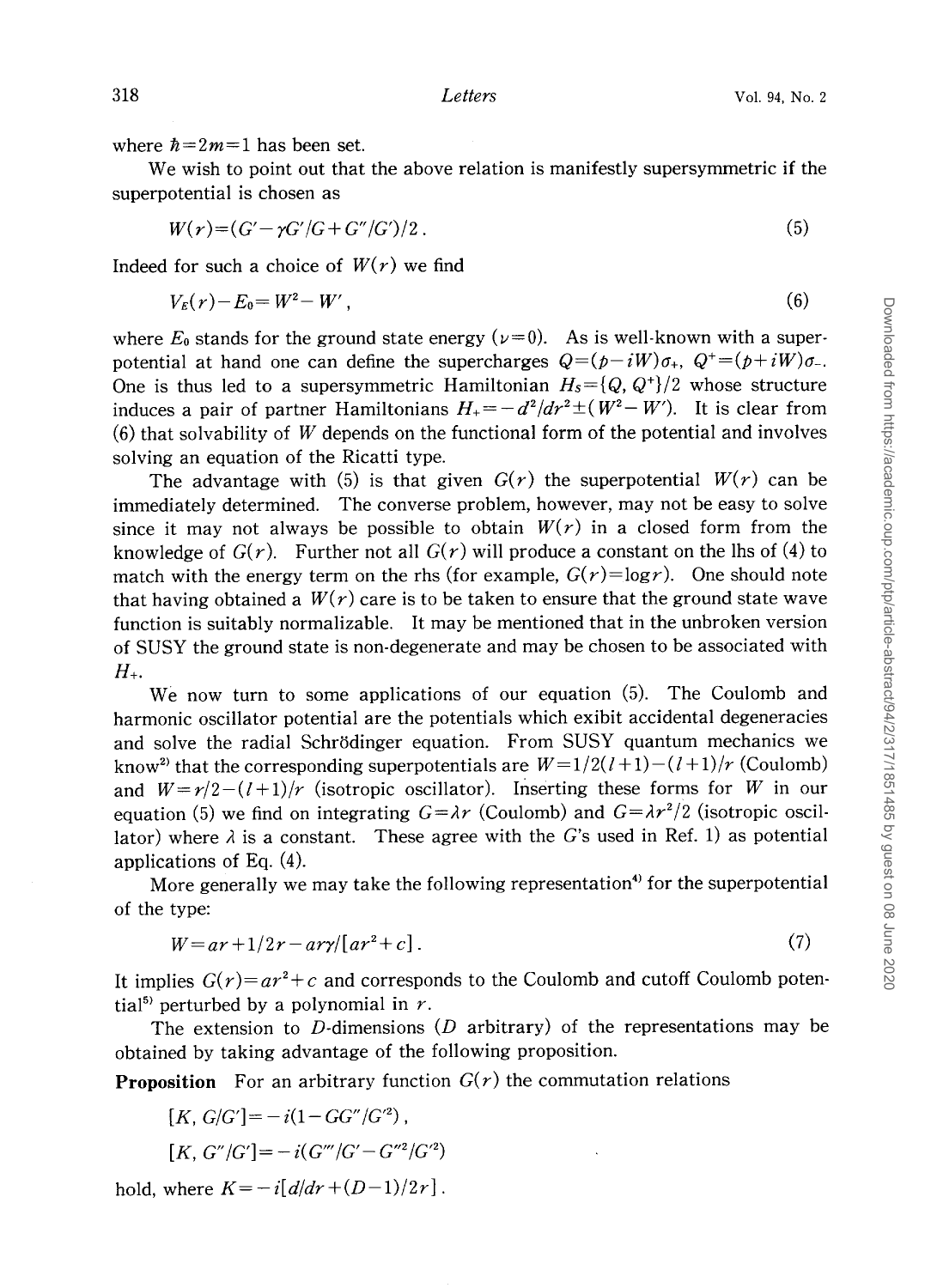where $\hbar=2m=1$ has been set.

We wish to point out that the above relation is manifestly supersymmetric if the superpotential is chosen as

$$W(r)=(G'-\gamma G'/G+G''/G')/2\,. \tag{5}$$

Indeed for such a choice of $W(r)$ we find

$$V_E(r)-E_0=W^2-W'\,, \tag{6}$$

where $E_0$ stands for the ground state energy ($\nu=0$). As is well-known with a superpotential at hand one can define the supercharges $Q=(p-iW)\sigma_+$, $Q^+=(p+iW)\sigma_-$. One is thus led to a supersymmetric Hamiltonian $H_S=\{Q,Q^+\}/2$ whose structure induces a pair of partner Hamiltonians $H_\pm=-d^2/dr^2\pm(W^2-W')$. It is clear from (6) that solvability of $W$ depends on the functional form of the potential and involves solving an equation of the Ricatti type.

The advantage with (5) is that given $G(r)$ the superpotential $W(r)$ can be immediately determined. The converse problem, however, may not be easy to solve since it may not always be possible to obtain $W(r)$ in a closed form from the knowledge of $G(r)$. Further not all $G(r)$ will produce a constant on the lhs of (4) to match with the energy term on the rhs (for example, $G(r)=\log r$). One should note that having obtained a $W(r)$ care is to be taken to ensure that the ground state wave function is suitably normalizable. It may be mentioned that in the unbroken version of SUSY the ground state is non-degenerate and may be chosen to be associated with $H_+$.

We now turn to some applications of our equation (5). The Coulomb and harmonic oscillator potential are the potentials which exibit accidental degeneracies and solve the radial Schrödinger equation. From SUSY quantum mechanics we know[2] that the corresponding superpotentials are $W=1/2(l+1)-(l+1)/r$ (Coulomb) and $W=r/2-(l+1)/r$ (isotropic oscillator). Inserting these forms for $W$ in our equation (5) we find on integrating $G=\lambda r$ (Coulomb) and $G=\lambda r^2/2$ (isotropic oscillator) where $\lambda$ is a constant. These agree with the $G$'s used in Ref. 1) as potential applications of Eq. (4).

More generally we may take the following representation[4] for the superpotential of the type:

$$W=ar+1/2r-ar\gamma/[ar^2+c]\,. \tag{7}$$

It implies $G(r)=ar^2+c$ and corresponds to the Coulomb and cutoff Coulomb potential[5] perturbed by a polynomial in $r$.

The extension to $D$-dimensions ($D$ arbitrary) of the representations may be obtained by taking advantage of the following proposition.

**Proposition** For an arbitrary function $G(r)$ the commutation relations

$$[K,G/G']=-i(1-GG''/G'^2)\,,$$

$$[K,G''/G']=-i(G'''/G'-G''^2/G'^2)$$

hold, where $K=-i[d/dr+(D-1)/2r]$.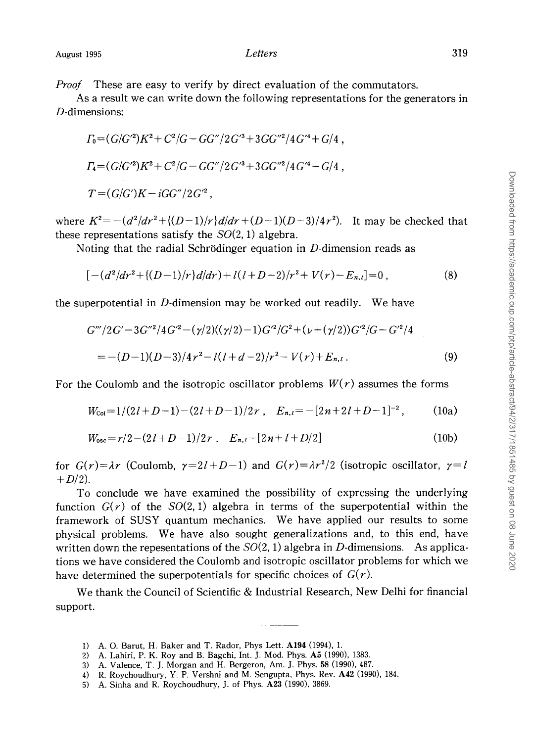*Proof* These are easy to verify by direct evaluation of the commutators.

As a result we can write down the following representations for the generators in $D$-dimensions:

$$\Gamma_0 = (G/G'^2)K^2 + C^2/G - GG''/2G'^3 + 3GG''^2/4G'^4 + G/4\,,$$

$$\Gamma_4 = (G/G'^2)K^2 + C^2/G - GG''/2G'^3 + 3GG''^2/4G'^4 - G/4\,,$$

$$T = (G/G')K - iGG''/2G'^2\,,$$

where $K^2 = -(d^2/dr^2 + \{(D-1)/r\}d/dr + (D-1)(D-3)/4r^2)$. It may be checked that these representations satisfy the $SO(2,1)$ algebra.

Noting that the radial Schrödinger equation in $D$-dimension reads as

$$[-(d^2/dr^2 + \{(D-1)/r\}d/dr) + l(l+D-2)/r^2 + V(r) - E_{n,l}] = 0\,, \tag{8}$$

the superpotential in $D$-dimension may be worked out readily. We have

$$G'''/2G' - 3G''^2/4G'^2 - (\gamma/2)((\gamma/2)-1)G'^2/G^2 + (\nu + (\gamma/2))G'^2/G - G'^2/4$$

$$= -(D-1)(D-3)/4r^2 - l(l+d-2)/r^2 - V(r) + E_{n,l}\,. \tag{9}$$

For the Coulomb and the isotropic oscillator problems $W(r)$ assumes the forms

$$W_{\text{Col}} = 1/(2l+D-1) - (2l+D-1)/2r\,, \quad E_{n,l} = -[2n+2l+D-1]^{-2}\,, \tag{10a}$$

$$W_{\text{osc}} = r/2 - (2l+D-1)/2r\,, \quad E_{n,l} = [2n+l+D/2] \tag{10b}$$

for $G(r) = \lambda r$ (Coulomb, $\gamma = 2l+D-1$) and $G(r) = \lambda r^2/2$ (isotropic oscillator, $\gamma = l + D/2$).

To conclude we have examined the possibility of expressing the underlying function $G(r)$ of the $SO(2,1)$ algebra in terms of the superpotential within the framework of SUSY quantum mechanics. We have applied our results to some physical problems. We have also sought generalizations and, to this end, have written down the repesentations of the $SO(2,1)$ algebra in $D$-dimensions. As applications we have considered the Coulomb and isotropic oscillator problems for which we have determined the superpotentials for specific choices of $G(r)$.

We thank the Council of Scientific & Industrial Research, New Delhi for financial support.

---

1) A. O. Barut, H. Baker and T. Rador, Phys Lett. **A194** (1994), 1.
2) A. Lahiri, P. K. Roy and B. Bagchi, Int. J. Mod. Phys. **A5** (1990), 1383.
3) A. Valence, T. J. Morgan and H. Bergeron, Am. J. Phys. **58** (1990), 487.
4) R. Roychoudhury, Y. P. Vershni and M. Sengupta, Phys. Rev. **A42** (1990), 184.
5) A. Sinha and R. Roychoudhury, J. of Phys. **A23** (1990), 3869.